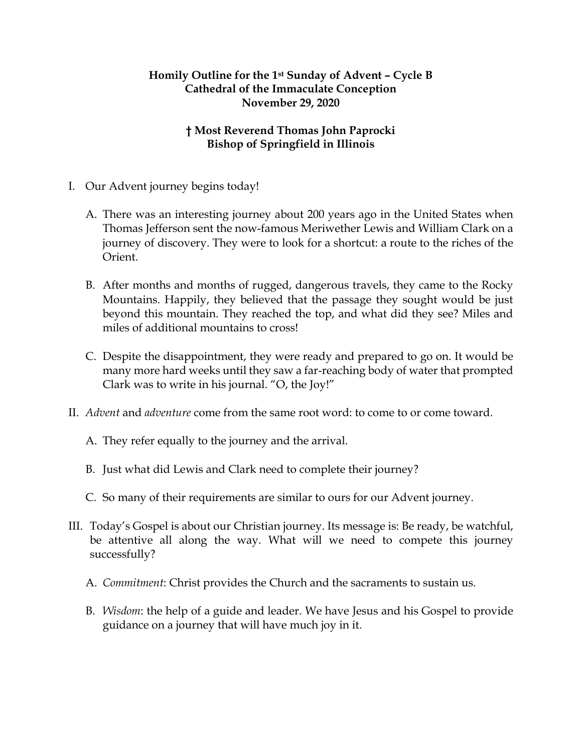**Homily Outline for the 1st Sunday of Advent – Cycle B**
**Cathedral of the Immaculate Conception**
**November 29, 2020**

**† Most Reverend Thomas John Paprocki**
**Bishop of Springfield in Illinois**

I. Our Advent journey begins today!

   A. There was an interesting journey about 200 years ago in the United States when Thomas Jefferson sent the now-famous Meriwether Lewis and William Clark on a journey of discovery. They were to look for a shortcut: a route to the riches of the Orient.

   B. After months and months of rugged, dangerous travels, they came to the Rocky Mountains. Happily, they believed that the passage they sought would be just beyond this mountain. They reached the top, and what did they see? Miles and miles of additional mountains to cross!

   C. Despite the disappointment, they were ready and prepared to go on. It would be many more hard weeks until they saw a far-reaching body of water that prompted Clark was to write in his journal. "O, the Joy!"

II. *Advent* and *adventure* come from the same root word: to come to or come toward.

   A. They refer equally to the journey and the arrival.

   B. Just what did Lewis and Clark need to complete their journey?

   C. So many of their requirements are similar to ours for our Advent journey.

III. Today's Gospel is about our Christian journey. Its message is: Be ready, be watchful, be attentive all along the way. What will we need to compete this journey successfully?

   A. *Commitment*: Christ provides the Church and the sacraments to sustain us.

   B. *Wisdom*: the help of a guide and leader. We have Jesus and his Gospel to provide guidance on a journey that will have much joy in it.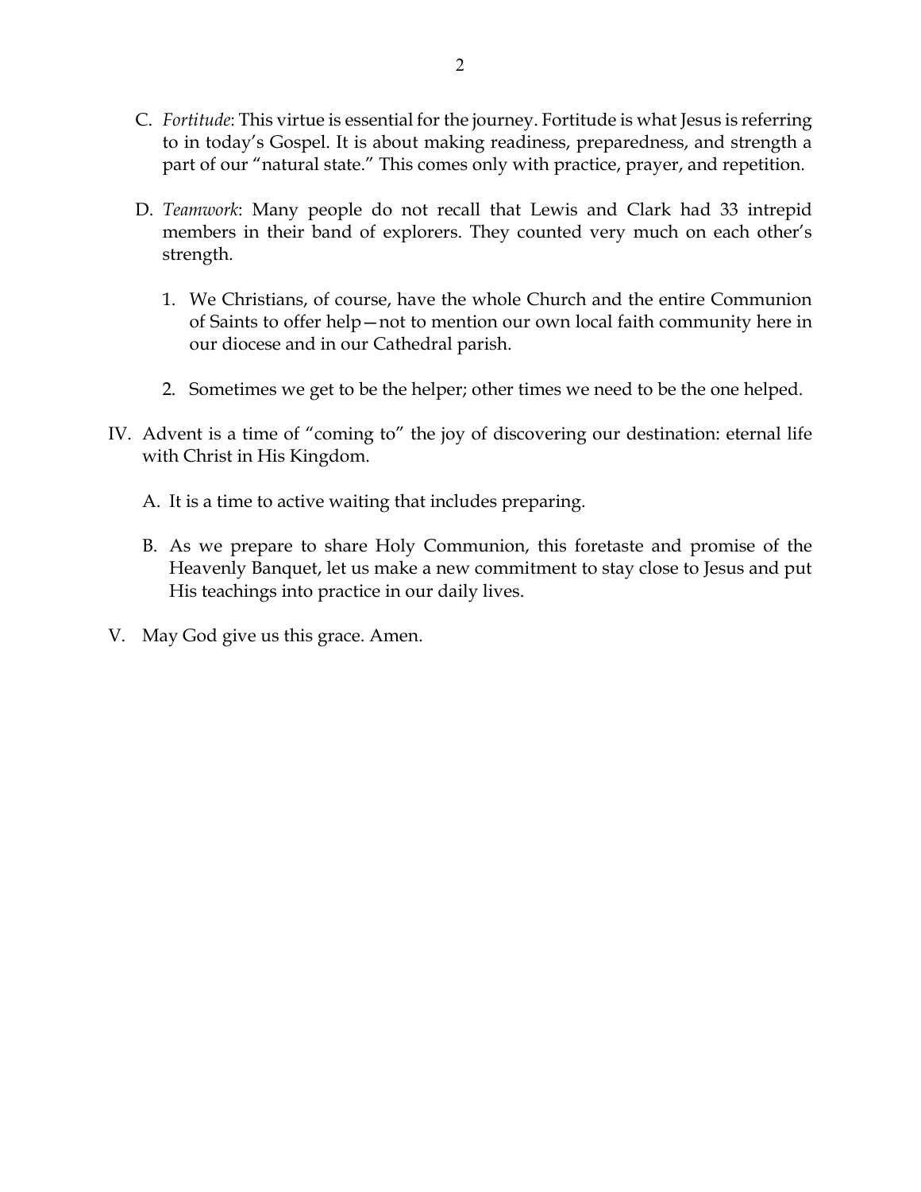C. *Fortitude*: This virtue is essential for the journey. Fortitude is what Jesus is referring to in today's Gospel. It is about making readiness, preparedness, and strength a part of our "natural state." This comes only with practice, prayer, and repetition.

D. *Teamwork*: Many people do not recall that Lewis and Clark had 33 intrepid members in their band of explorers. They counted very much on each other's strength.

1. We Christians, of course, have the whole Church and the entire Communion of Saints to offer help—not to mention our own local faith community here in our diocese and in our Cathedral parish.

2. Sometimes we get to be the helper; other times we need to be the one helped.

IV. Advent is a time of "coming to" the joy of discovering our destination: eternal life with Christ in His Kingdom.

A. It is a time to active waiting that includes preparing.

B. As we prepare to share Holy Communion, this foretaste and promise of the Heavenly Banquet, let us make a new commitment to stay close to Jesus and put His teachings into practice in our daily lives.

V. May God give us this grace. Amen.